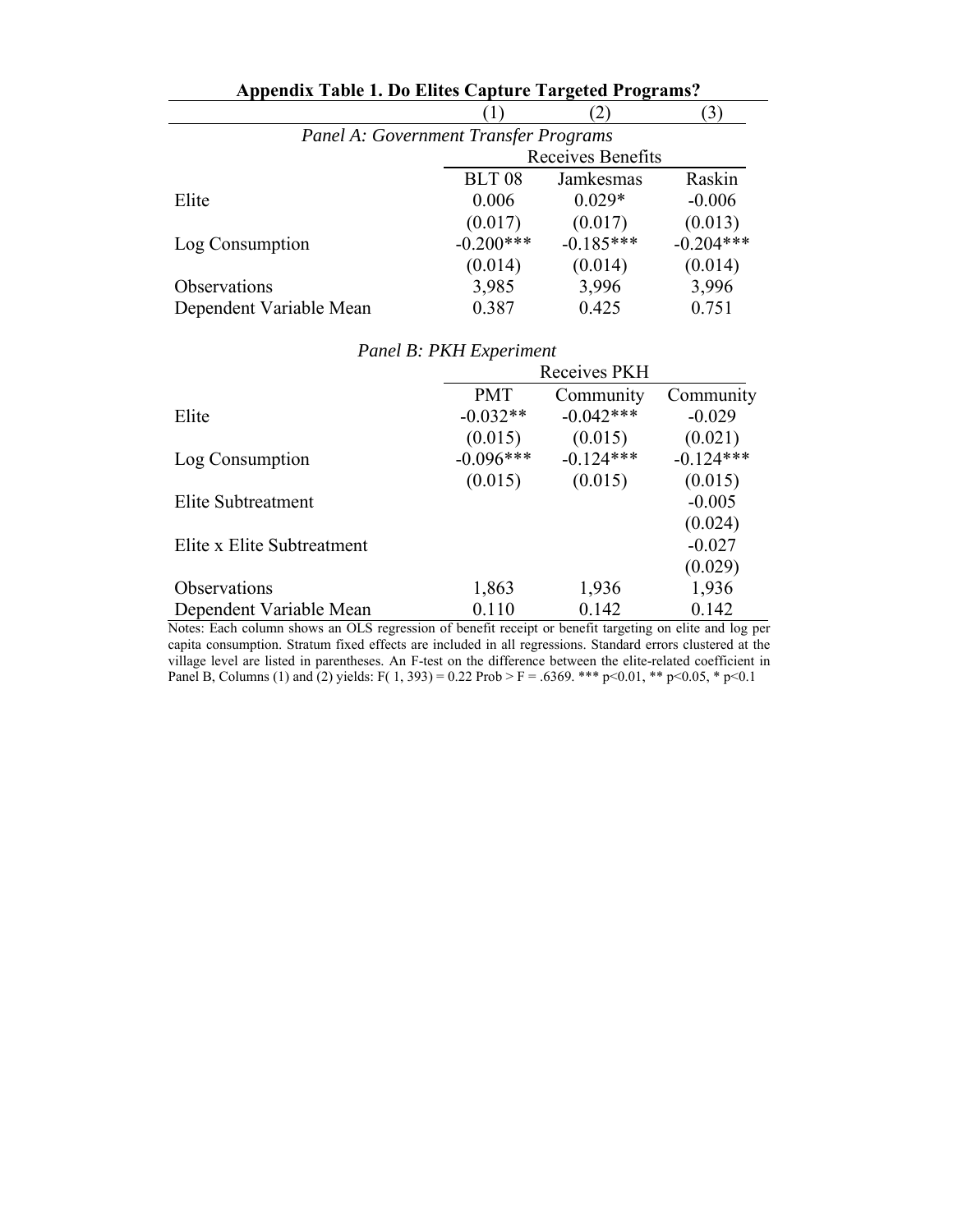**Appendix Table 1. Do Elites Capture Targeted Programs?**

| | (1) | (2) | (3) |
|---|---|---|---|
| *Panel A: Government Transfer Programs* | | | |
| | Receives Benefits | | |
| | BLT 08 | Jamkesmas | Raskin |
| Elite | 0.006 | 0.029* | -0.006 |
| | (0.017) | (0.017) | (0.013) |
| Log Consumption | -0.200*** | -0.185*** | -0.204*** |
| | (0.014) | (0.014) | (0.014) |
| Observations | 3,985 | 3,996 | 3,996 |
| Dependent Variable Mean | 0.387 | 0.425 | 0.751 |
| *Panel B: PKH Experiment* | | | |
| | Receives PKH | | |
| | PMT | Community | Community |
| Elite | -0.032** | -0.042*** | -0.029 |
| | (0.015) | (0.015) | (0.021) |
| Log Consumption | -0.096*** | -0.124*** | -0.124*** |
| | (0.015) | (0.015) | (0.015) |
| Elite Subtreatment | | | -0.005 |
| | | | (0.024) |
| Elite x Elite Subtreatment | | | -0.027 |
| | | | (0.029) |
| Observations | 1,863 | 1,936 | 1,936 |
| Dependent Variable Mean | 0.110 | 0.142 | 0.142 |

Notes: Each column shows an OLS regression of benefit receipt or benefit targeting on elite and log per capita consumption. Stratum fixed effects are included in all regressions. Standard errors clustered at the village level are listed in parentheses. An F-test on the difference between the elite-related coefficient in Panel B, Columns (1) and (2) yields: $F(1, 393) = 0.22$ Prob > F = .6369. *** $p<0.01$, ** $p<0.05$, * $p<0.1$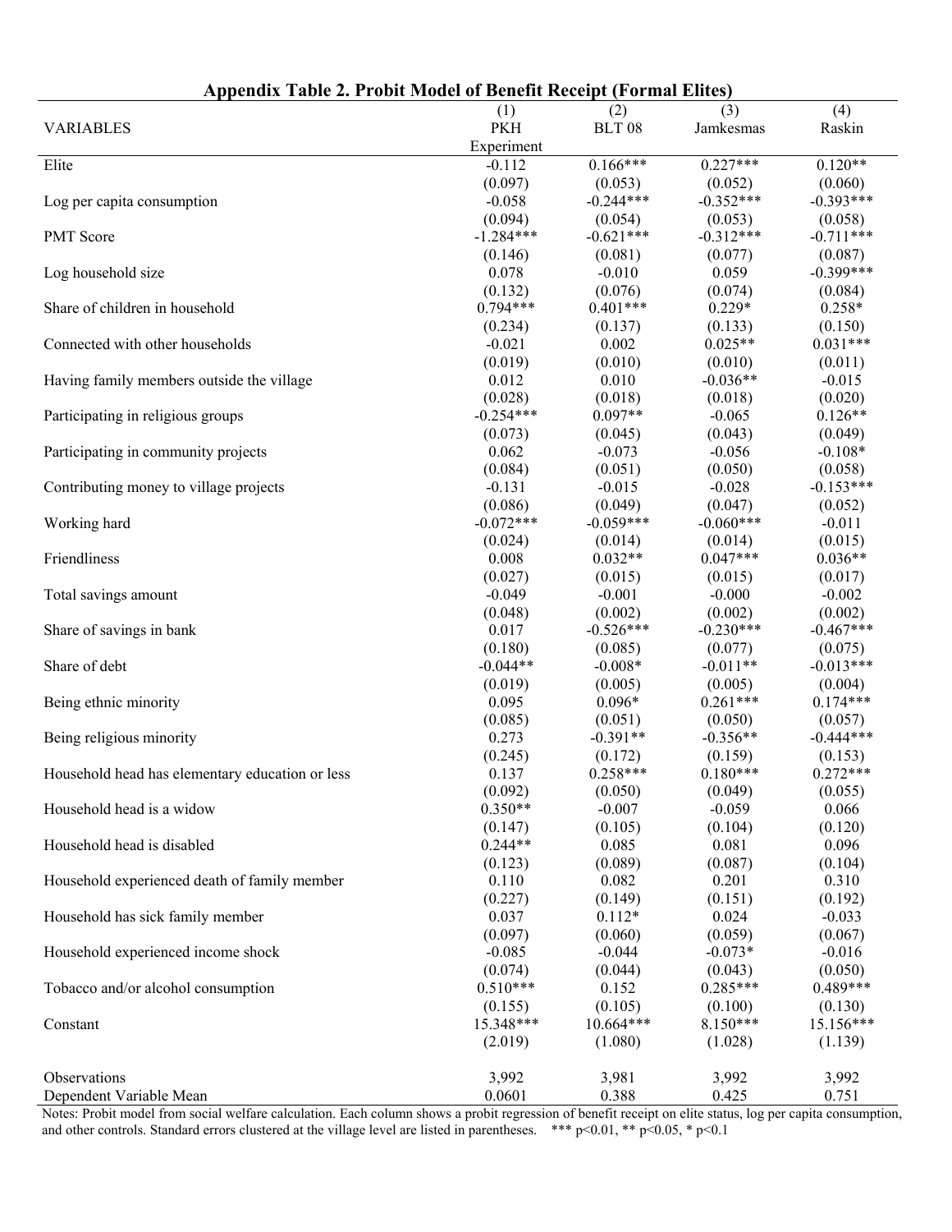**Appendix Table 2. Probit Model of Benefit Receipt (Formal Elites)**

| VARIABLES | (1) PKH Experiment | (2) BLT 08 | (3) Jamkesmas | (4) Raskin |
|---|---|---|---|---|
| Elite | -0.112 | 0.166*** | 0.227*** | 0.120** |
| | (0.097) | (0.053) | (0.052) | (0.060) |
| Log per capita consumption | -0.058 | -0.244*** | -0.352*** | -0.393*** |
| | (0.094) | (0.054) | (0.053) | (0.058) |
| PMT Score | -1.284*** | -0.621*** | -0.312*** | -0.711*** |
| | (0.146) | (0.081) | (0.077) | (0.087) |
| Log household size | 0.078 | -0.010 | 0.059 | -0.399*** |
| | (0.132) | (0.076) | (0.074) | (0.084) |
| Share of children in household | 0.794*** | 0.401*** | 0.229* | 0.258* |
| | (0.234) | (0.137) | (0.133) | (0.150) |
| Connected with other households | -0.021 | 0.002 | 0.025** | 0.031*** |
| | (0.019) | (0.010) | (0.010) | (0.011) |
| Having family members outside the village | 0.012 | 0.010 | -0.036** | -0.015 |
| | (0.028) | (0.018) | (0.018) | (0.020) |
| Participating in religious groups | -0.254*** | 0.097** | -0.065 | 0.126** |
| | (0.073) | (0.045) | (0.043) | (0.049) |
| Participating in community projects | 0.062 | -0.073 | -0.056 | -0.108* |
| | (0.084) | (0.051) | (0.050) | (0.058) |
| Contributing money to village projects | -0.131 | -0.015 | -0.028 | -0.153*** |
| | (0.086) | (0.049) | (0.047) | (0.052) |
| Working hard | -0.072*** | -0.059*** | -0.060*** | -0.011 |
| | (0.024) | (0.014) | (0.014) | (0.015) |
| Friendliness | 0.008 | 0.032** | 0.047*** | 0.036** |
| | (0.027) | (0.015) | (0.015) | (0.017) |
| Total savings amount | -0.049 | -0.001 | -0.000 | -0.002 |
| | (0.048) | (0.002) | (0.002) | (0.002) |
| Share of savings in bank | 0.017 | -0.526*** | -0.230*** | -0.467*** |
| | (0.180) | (0.085) | (0.077) | (0.075) |
| Share of debt | -0.044** | -0.008* | -0.011** | -0.013*** |
| | (0.019) | (0.005) | (0.005) | (0.004) |
| Being ethnic minority | 0.095 | 0.096* | 0.261*** | 0.174*** |
| | (0.085) | (0.051) | (0.050) | (0.057) |
| Being religious minority | 0.273 | -0.391** | -0.356** | -0.444*** |
| | (0.245) | (0.172) | (0.159) | (0.153) |
| Household head has elementary education or less | 0.137 | 0.258*** | 0.180*** | 0.272*** |
| | (0.092) | (0.050) | (0.049) | (0.055) |
| Household head is a widow | 0.350** | -0.007 | -0.059 | 0.066 |
| | (0.147) | (0.105) | (0.104) | (0.120) |
| Household head is disabled | 0.244** | 0.085 | 0.081 | 0.096 |
| | (0.123) | (0.089) | (0.087) | (0.104) |
| Household experienced death of family member | 0.110 | 0.082 | 0.201 | 0.310 |
| | (0.227) | (0.149) | (0.151) | (0.192) |
| Household has sick family member | 0.037 | 0.112* | 0.024 | -0.033 |
| | (0.097) | (0.060) | (0.059) | (0.067) |
| Household experienced income shock | -0.085 | -0.044 | -0.073* | -0.016 |
| | (0.074) | (0.044) | (0.043) | (0.050) |
| Tobacco and/or alcohol consumption | 0.510*** | 0.152 | 0.285*** | 0.489*** |
| | (0.155) | (0.105) | (0.100) | (0.130) |
| Constant | 15.348*** | 10.664*** | 8.150*** | 15.156*** |
| | (2.019) | (1.080) | (1.028) | (1.139) |
| Observations | 3,992 | 3,981 | 3,992 | 3,992 |
| Dependent Variable Mean | 0.0601 | 0.388 | 0.425 | 0.751 |

Notes: Probit model from social welfare calculation. Each column shows a probit regression of benefit receipt on elite status, log per capita consumption, and other controls. Standard errors clustered at the village level are listed in parentheses. *** p<0.01, ** p<0.05, * p<0.1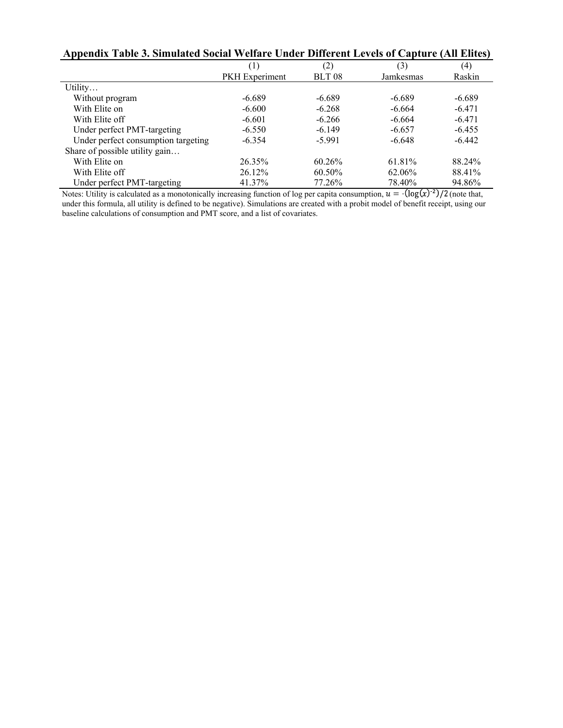**Appendix Table 3. Simulated Social Welfare Under Different Levels of Capture (All Elites)**

| | (1) | (2) | (3) | (4) |
|---|---|---|---|---|
| | PKH Experiment | BLT 08 | Jamkesmas | Raskin |
| Utility… | | | | |
| Without program | -6.689 | -6.689 | -6.689 | -6.689 |
| With Elite on | -6.600 | -6.268 | -6.664 | -6.471 |
| With Elite off | -6.601 | -6.266 | -6.664 | -6.471 |
| Under perfect PMT-targeting | -6.550 | -6.149 | -6.657 | -6.455 |
| Under perfect consumption targeting | -6.354 | -5.991 | -6.648 | -6.442 |
| Share of possible utility gain… | | | | |
| With Elite on | 26.35% | 60.26% | 61.81% | 88.24% |
| With Elite off | 26.12% | 60.50% | 62.06% | 88.41% |
| Under perfect PMT-targeting | 41.37% | 77.26% | 78.40% | 94.86% |

Notes: Utility is calculated as a monotonically increasing function of log per capita consumption, $u = -(\log(x)^{-2})/2$ (note that, under this formula, all utility is defined to be negative). Simulations are created with a probit model of benefit receipt, using our baseline calculations of consumption and PMT score, and a list of covariates.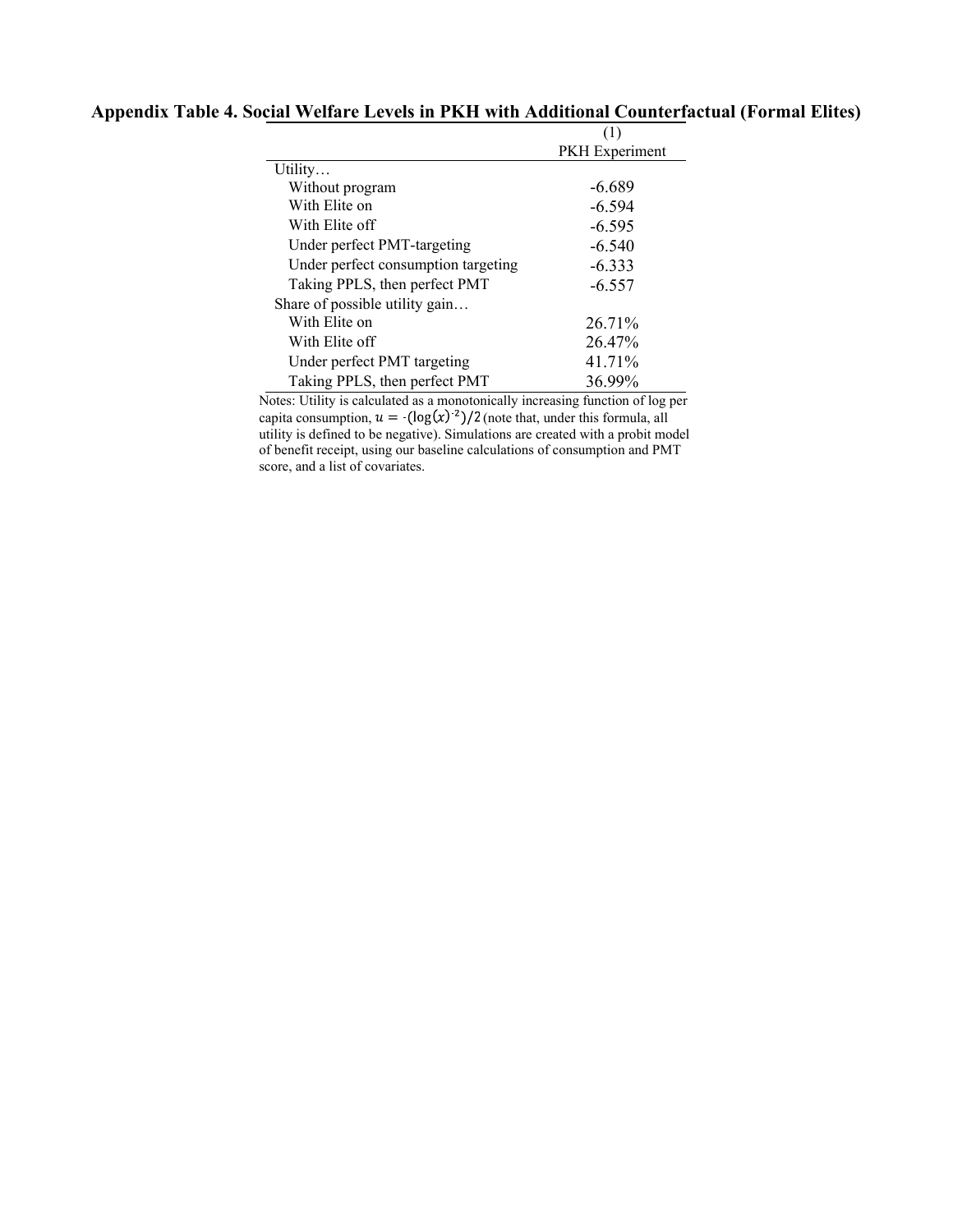**Appendix Table 4. Social Welfare Levels in PKH with Additional Counterfactual (Formal Elites)**

| | (1) |
|---|---|
| | PKH Experiment |
| Utility… | |
| Without program | -6.689 |
| With Elite on | -6.594 |
| With Elite off | -6.595 |
| Under perfect PMT-targeting | -6.540 |
| Under perfect consumption targeting | -6.333 |
| Taking PPLS, then perfect PMT | -6.557 |
| Share of possible utility gain… | |
| With Elite on | 26.71% |
| With Elite off | 26.47% |
| Under perfect PMT targeting | 41.71% |
| Taking PPLS, then perfect PMT | 36.99% |

Notes: Utility is calculated as a monotonically increasing function of log per capita consumption, $u = -(\log(x)^{-2})/2$ (note that, under this formula, all utility is defined to be negative). Simulations are created with a probit model of benefit receipt, using our baseline calculations of consumption and PMT score, and a list of covariates.